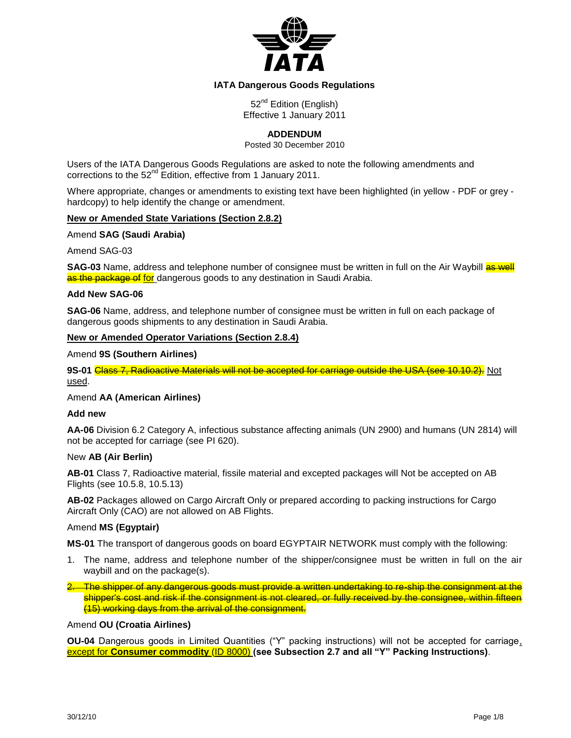# IATA Dangerous Goods Regulations

52nd Edition (English)
Effective 1 January 2011

## ADDENDUM

Posted 30 December 2010

Users of the IATA Dangerous Goods Regulations are asked to note the following amendments and corrections to the 52nd Edition, effective from 1 January 2011.

Where appropriate, changes or amendments to existing text have been highlighted (in yellow - PDF or grey - hardcopy) to help identify the change or amendment.

### New or Amended State Variations (Section 2.8.2)

Amend **SAG (Saudi Arabia)**

Amend SAG-03

**SAG-03** Name, address and telephone number of consignee must be written in full on the Air Waybill ~~as well as the package of~~ for dangerous goods to any destination in Saudi Arabia.

**Add New SAG-06**

**SAG-06** Name, address, and telephone number of consignee must be written in full on each package of dangerous goods shipments to any destination in Saudi Arabia.

### New or Amended Operator Variations (Section 2.8.4)

Amend **9S (Southern Airlines)**

**9S-01** ~~Class 7, Radioactive Materials will not be accepted for carriage outside the USA (see 10.10.2).~~ Not used.

Amend **AA (American Airlines)**

**Add new**

**AA-06** Division 6.2 Category A, infectious substance affecting animals (UN 2900) and humans (UN 2814) will not be accepted for carriage (see PI 620).

New **AB (Air Berlin)**

**AB-01** Class 7, Radioactive material, fissile material and excepted packages will Not be accepted on AB Flights (see 10.5.8, 10.5.13)

**AB-02** Packages allowed on Cargo Aircraft Only or prepared according to packing instructions for Cargo Aircraft Only (CAO) are not allowed on AB Flights.

Amend **MS (Egyptair)**

**MS-01** The transport of dangerous goods on board EGYPTAIR NETWORK must comply with the following:

1. The name, address and telephone number of the shipper/consignee must be written in full on the air waybill and on the package(s).
2. ~~The shipper of any dangerous goods must provide a written undertaking to re-ship the consignment at the shipper's cost and risk if the consignment is not cleared, or fully received by the consignee, within fifteen (15) working days from the arrival of the consignment.~~

Amend **OU (Croatia Airlines)**

**OU-04** Dangerous goods in Limited Quantities ("Y" packing instructions) will not be accepted for carriage, except for **Consumer commodity** (ID 8000) **(see Subsection 2.7 and all "Y" Packing Instructions)**.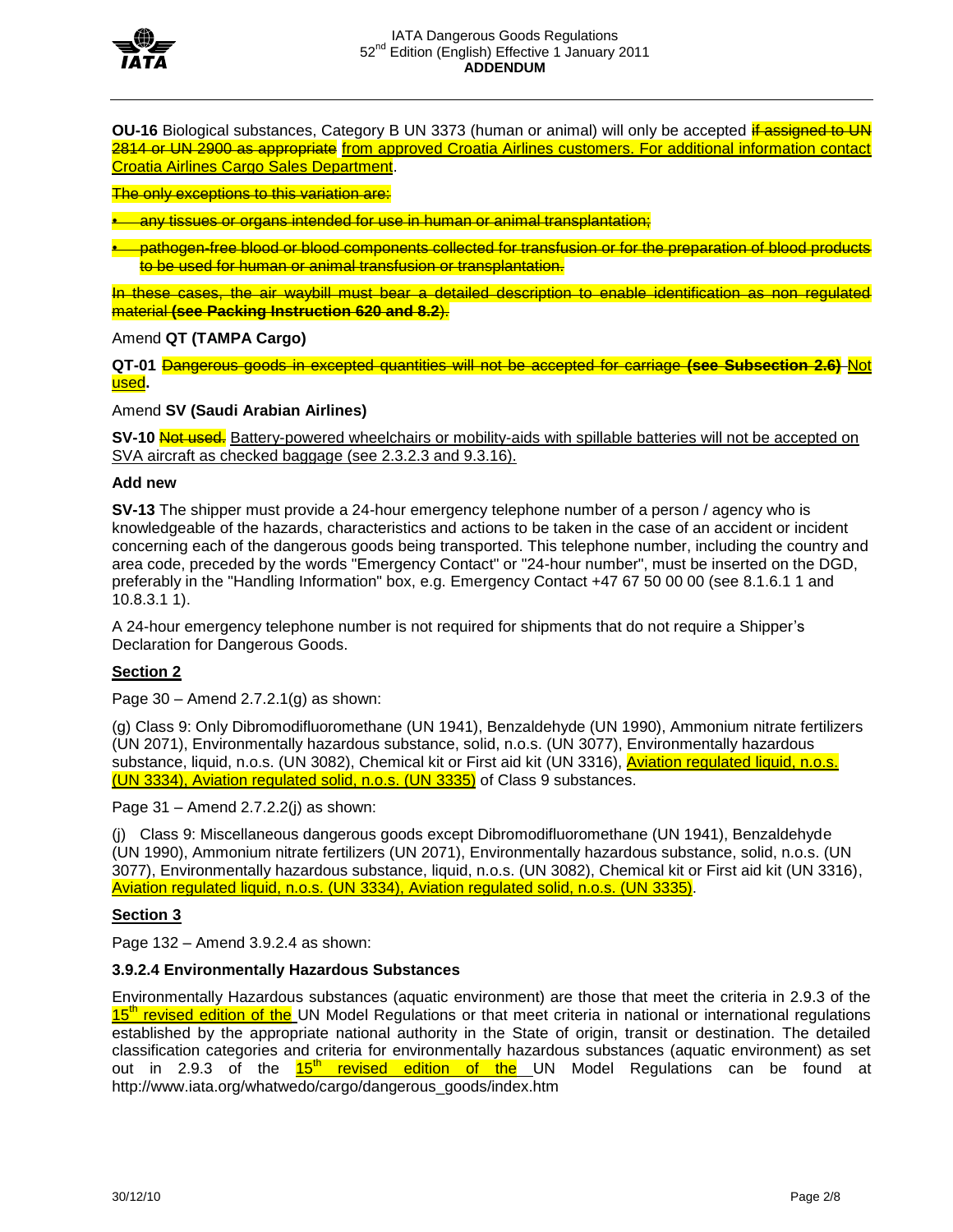**OU-16** Biological substances, Category B UN 3373 (human or animal) will only be accepted ~~if assigned to UN 2814 or UN 2900 as appropriate~~ from approved Croatia Airlines customers. For additional information contact Croatia Airlines Cargo Sales Department.

~~The only exceptions to this variation are:~~

- ~~any tissues or organs intended for use in human or animal transplantation;~~
- ~~pathogen-free blood or blood components collected for transfusion or for the preparation of blood products to be used for human or animal transfusion or transplantation.~~

~~In these cases, the air waybill must bear a detailed description to enable identification as non regulated material **(see Packing Instruction 620 and 8.2)**.~~

Amend **QT (TAMPA Cargo)**

**QT-01** ~~Dangerous goods in excepted quantities will not be accepted for carriage **(see Subsection 2.6)**~~ Not used**.**

Amend **SV (Saudi Arabian Airlines)**

**SV-10** ~~Not used.~~ Battery-powered wheelchairs or mobility-aids with spillable batteries will not be accepted on SVA aircraft as checked baggage (see 2.3.2.3 and 9.3.16).

**Add new**

**SV-13** The shipper must provide a 24-hour emergency telephone number of a person / agency who is knowledgeable of the hazards, characteristics and actions to be taken in the case of an accident or incident concerning each of the dangerous goods being transported. This telephone number, including the country and area code, preceded by the words "Emergency Contact" or "24-hour number", must be inserted on the DGD, preferably in the "Handling Information" box, e.g. Emergency Contact +47 67 50 00 00 (see 8.1.6.1 1 and 10.8.3.1 1).

A 24-hour emergency telephone number is not required for shipments that do not require a Shipper's Declaration for Dangerous Goods.

## Section 2

Page 30 – Amend 2.7.2.1(g) as shown:

(g) Class 9: Only Dibromodifluoromethane (UN 1941), Benzaldehyde (UN 1990), Ammonium nitrate fertilizers (UN 2071), Environmentally hazardous substance, solid, n.o.s. (UN 3077), Environmentally hazardous substance, liquid, n.o.s. (UN 3082), Chemical kit or First aid kit (UN 3316), Aviation regulated liquid, n.o.s. (UN 3334), Aviation regulated solid, n.o.s. (UN 3335) of Class 9 substances.

Page 31 – Amend 2.7.2.2(j) as shown:

(j) Class 9: Miscellaneous dangerous goods except Dibromodifluoromethane (UN 1941), Benzaldehyde (UN 1990), Ammonium nitrate fertilizers (UN 2071), Environmentally hazardous substance, solid, n.o.s. (UN 3077), Environmentally hazardous substance, liquid, n.o.s. (UN 3082), Chemical kit or First aid kit (UN 3316), Aviation regulated liquid, n.o.s. (UN 3334), Aviation regulated solid, n.o.s. (UN 3335).

## Section 3

Page 132 – Amend 3.9.2.4 as shown:

### 3.9.2.4 Environmentally Hazardous Substances

Environmentally Hazardous substances (aquatic environment) are those that meet the criteria in 2.9.3 of the 15th revised edition of the UN Model Regulations or that meet criteria in national or international regulations established by the appropriate national authority in the State of origin, transit or destination. The detailed classification categories and criteria for environmentally hazardous substances (aquatic environment) as set out in 2.9.3 of the 15th revised edition of the UN Model Regulations can be found at http://www.iata.org/whatwedo/cargo/dangerous_goods/index.htm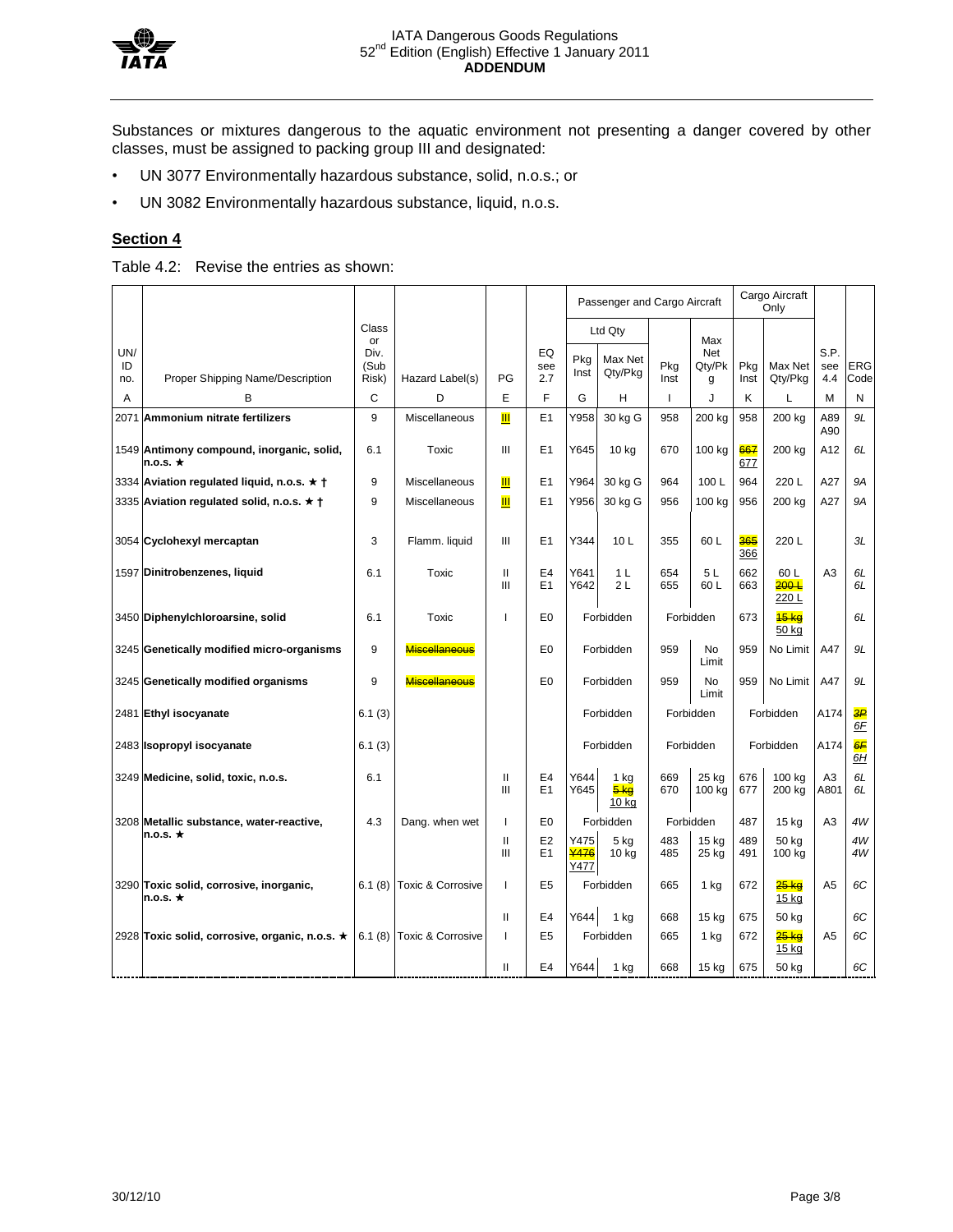Substances or mixtures dangerous to the aquatic environment not presenting a danger covered by other classes, must be assigned to packing group III and designated:

- UN 3077 Environmentally hazardous substance, solid, n.o.s.; or
- UN 3082 Environmentally hazardous substance, liquid, n.o.s.

## Section 4

Table 4.2: Revise the entries as shown:

| | | | | | | Passenger and Cargo Aircraft | | | | Cargo Aircraft Only | | | |
|---|---|---|---|---|---|---|---|---|---|---|---|---|---|
| | | | | | | Ltd Qty | | | | | | | |
| UN/ ID no. | Proper Shipping Name/Description | Class or Div. (Sub Risk) | Hazard Label(s) | PG | EQ see 2.7 | Pkg Inst | Max Net Qty/Pkg | Pkg Inst | Max Net Qty/Pkg | Pkg Inst | Max Net Qty/Pkg | S.P. see 4.4 | ERG Code |
| A | B | C | D | E | F | G | H | I | J | K | L | M | N |
| 2071 | **Ammonium nitrate fertilizers** | 9 | Miscellaneous | III | E1 | Y958 | 30 kg G | 958 | 200 kg | 958 | 200 kg | A89 A90 | 9L |
| 1549 | **Antimony compound, inorganic, solid, n.o.s. ★** | 6.1 | Toxic | III | E1 | Y645 | 10 kg | 670 | 100 kg | ~~667~~ 677 | 200 kg | A12 | 6L |
| 3334 | **Aviation regulated liquid, n.o.s. ★ †** | 9 | Miscellaneous | III | E1 | Y964 | 30 kg G | 964 | 100 L | 964 | 220 L | A27 | 9A |
| 3335 | **Aviation regulated solid, n.o.s. ★ †** | 9 | Miscellaneous | III | E1 | Y956 | 30 kg G | 956 | 100 kg | 956 | 200 kg | A27 | 9A |
| 3054 | **Cyclohexyl mercaptan** | 3 | Flamm. liquid | III | E1 | Y344 | 10 L | 355 | 60 L | ~~365~~ 366 | 220 L | | 3L |
| 1597 | **Dinitrobenzenes, liquid** | 6.1 | Toxic | II<br>III | E4<br>E1 | Y641<br>Y642 | 1 L<br>2 L | 654<br>655 | 5 L<br>60 L | 662<br>663 | 60 L<br>~~200 L~~ 220 L | A3 | 6L<br>6L |
| 3450 | **Diphenylchloroarsine, solid** | 6.1 | Toxic | I | E0 | Forbidden | | Forbidden | | 673 | ~~15 kg~~ 50 kg | | 6L |
| 3245 | **Genetically modified micro-organisms** | 9 | ~~Miscellaneous~~ | | E0 | Forbidden | | 959 | No Limit | 959 | No Limit | A47 | 9L |
| 3245 | **Genetically modified organisms** | 9 | ~~Miscellaneous~~ | | E0 | Forbidden | | 959 | No Limit | 959 | No Limit | A47 | 9L |
| 2481 | **Ethyl isocyanate** | 6.1 (3) | | | | Forbidden | | Forbidden | | Forbidden | | A174 | ~~3P~~ 6F |
| 2483 | **Isopropyl isocyanate** | 6.1 (3) | | | | Forbidden | | Forbidden | | Forbidden | | A174 | ~~6F~~ 6H |
| 3249 | **Medicine, solid, toxic, n.o.s.** | 6.1 | | II<br>III | E4<br>E1 | Y644<br>Y645 | 1 kg<br>~~5 kg~~ 10 kg | 669<br>670 | 25 kg<br>100 kg | 676<br>677 | 100 kg<br>200 kg | A3<br>A801 | 6L<br>6L |
| 3208 | **Metallic substance, water-reactive, n.o.s. ★** | 4.3 | Dang. when wet | I | E0 | Forbidden | | Forbidden | | 487 | 15 kg | A3 | 4W |
| | | | | II<br>III | E2<br>E1 | Y475<br>~~Y476~~ Y477 | 5 kg<br>10 kg | 483<br>485 | 15 kg<br>25 kg | 489<br>491 | 50 kg<br>100 kg | | 4W<br>4W |
| 3290 | **Toxic solid, corrosive, inorganic, n.o.s. ★** | 6.1 (8) | Toxic & Corrosive | I | E5 | Forbidden | | 665 | 1 kg | 672 | ~~25 kg~~ 15 kg | A5 | 6C |
| | | | | II | E4 | Y644 | 1 kg | 668 | 15 kg | 675 | 50 kg | | 6C |
| 2928 | **Toxic solid, corrosive, organic, n.o.s. ★** | 6.1 (8) | Toxic & Corrosive | I | E5 | Forbidden | | 665 | 1 kg | 672 | ~~25 kg~~ 15 kg | A5 | 6C |
| | | | | II | E4 | Y644 | 1 kg | 668 | 15 kg | 675 | 50 kg | | 6C |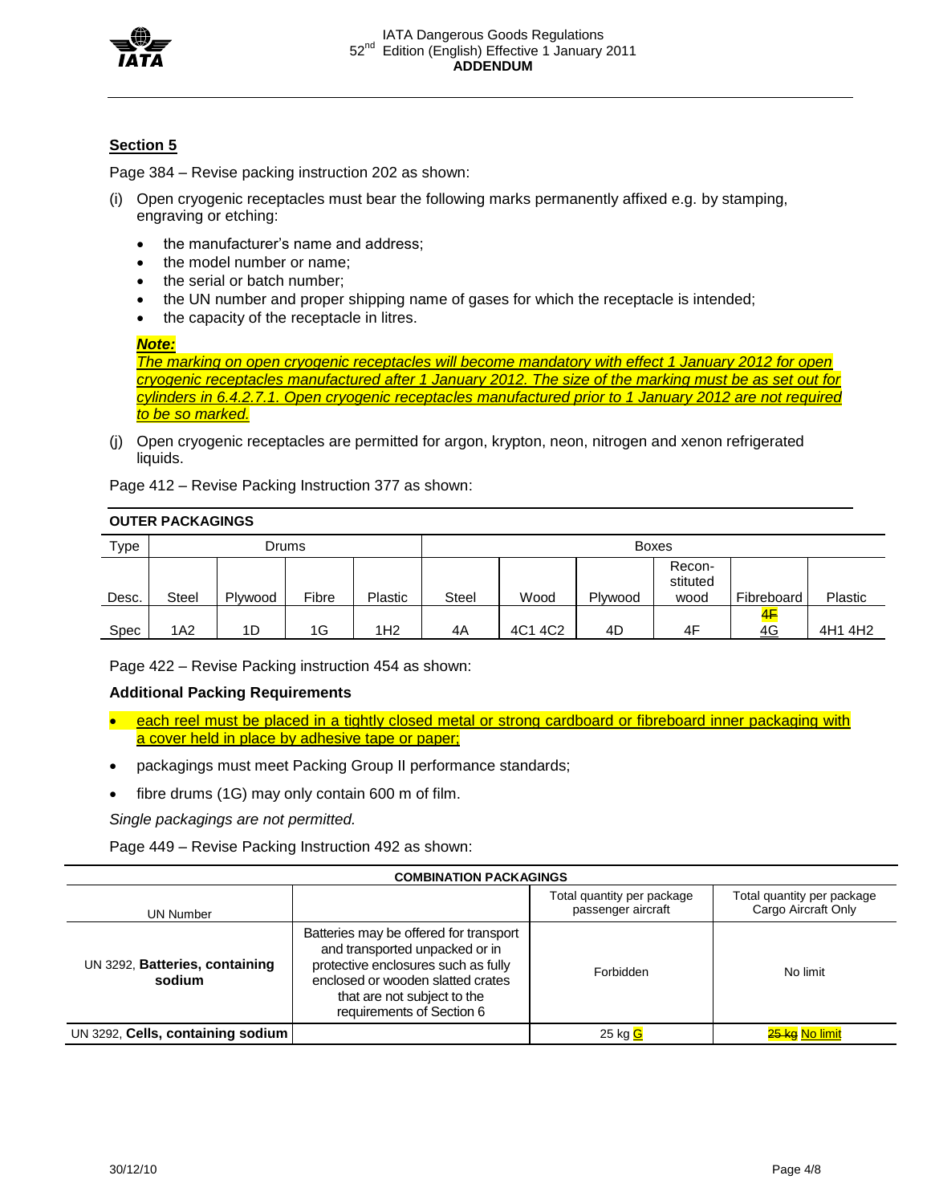## Section 5

Page 384 – Revise packing instruction 202 as shown:

(i) Open cryogenic receptacles must bear the following marks permanently affixed e.g. by stamping, engraving or etching:

- the manufacturer's name and address;
- the model number or name;
- the serial or batch number;
- the UN number and proper shipping name of gases for which the receptacle is intended;
- the capacity of the receptacle in litres.

***Note:***
*The marking on open cryogenic receptacles will become mandatory with effect 1 January 2012 for open cryogenic receptacles manufactured after 1 January 2012. The size of the marking must be as set out for cylinders in 6.4.2.7.1. Open cryogenic receptacles manufactured prior to 1 January 2012 are not required to be so marked.*

(j) Open cryogenic receptacles are permitted for argon, krypton, neon, nitrogen and xenon refrigerated liquids.

Page 412 – Revise Packing Instruction 377 as shown:

**OUTER PACKAGINGS**

| Type | Drums | | | | Boxes | | | | | |
|---|---|---|---|---|---|---|---|---|---|---|
| Desc. | Steel | Plywood | Fibre | Plastic | Steel | Wood | Plywood | Recon-stituted wood | Fibreboard | Plastic |
| Spec | 1A2 | 1D | 1G | 1H2 | 4A | 4C1 4C2 | 4D | 4F | ~~4F~~ 4G | 4H1 4H2 |

Page 422 – Revise Packing instruction 454 as shown:

**Additional Packing Requirements**

- each reel must be placed in a tightly closed metal or strong cardboard or fibreboard inner packaging with a cover held in place by adhesive tape or paper;
- packagings must meet Packing Group II performance standards;
- fibre drums (1G) may only contain 600 m of film.

*Single packagings are not permitted.*

Page 449 – Revise Packing Instruction 492 as shown:

| COMBINATION PACKAGINGS | | | |
|---|---|---|---|
| UN Number | | Total quantity per package passenger aircraft | Total quantity per package Cargo Aircraft Only |
| UN 3292, **Batteries, containing sodium** | Batteries may be offered for transport and transported unpacked or in protective enclosures such as fully enclosed or wooden slatted crates that are not subject to the requirements of Section 6 | Forbidden | No limit |
| UN 3292, **Cells, containing sodium** | | 25 kg G | ~~25 kg~~ No limit |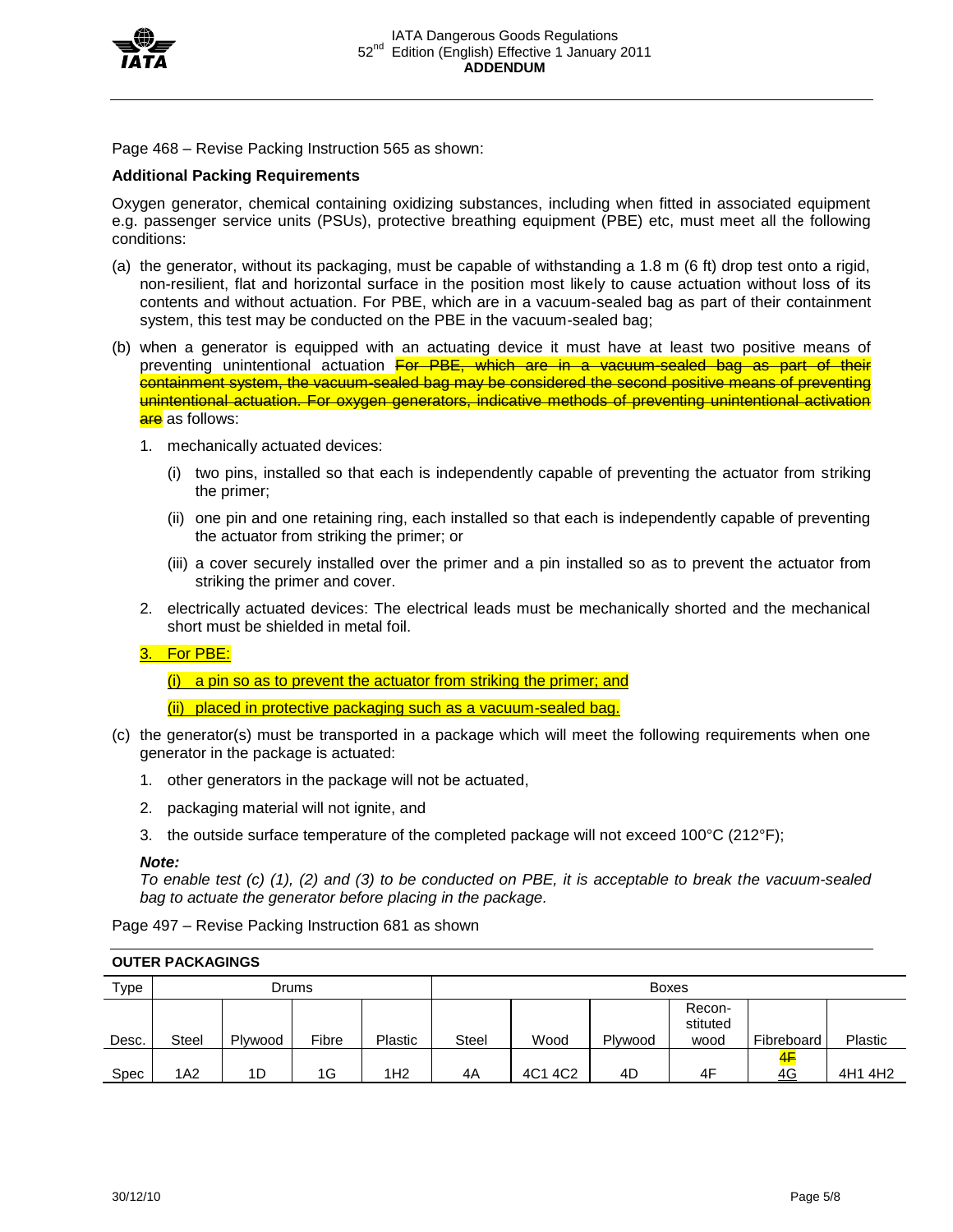Page 468 – Revise Packing Instruction 565 as shown:

**Additional Packing Requirements**

Oxygen generator, chemical containing oxidizing substances, including when fitted in associated equipment e.g. passenger service units (PSUs), protective breathing equipment (PBE) etc, must meet all the following conditions:

(a) the generator, without its packaging, must be capable of withstanding a 1.8 m (6 ft) drop test onto a rigid, non-resilient, flat and horizontal surface in the position most likely to cause actuation without loss of its contents and without actuation. For PBE, which are in a vacuum-sealed bag as part of their containment system, this test may be conducted on the PBE in the vacuum-sealed bag;

(b) when a generator is equipped with an actuating device it must have at least two positive means of preventing unintentional actuation ~~For PBE, which are in a vacuum-sealed bag as part of their containment system, the vacuum-sealed bag may be considered the second positive means of preventing unintentional actuation. For oxygen generators, indicative methods of preventing unintentional activation are~~ as follows:

1. mechanically actuated devices:

   (i) two pins, installed so that each is independently capable of preventing the actuator from striking the primer;

   (ii) one pin and one retaining ring, each installed so that each is independently capable of preventing the actuator from striking the primer; or

   (iii) a cover securely installed over the primer and a pin installed so as to prevent the actuator from striking the primer and cover.

2. electrically actuated devices: The electrical leads must be mechanically shorted and the mechanical short must be shielded in metal foil.

3. For PBE:

   (i) a pin so as to prevent the actuator from striking the primer; and

   (ii) placed in protective packaging such as a vacuum-sealed bag.

(c) the generator(s) must be transported in a package which will meet the following requirements when one generator in the package is actuated:

1. other generators in the package will not be actuated,

2. packaging material will not ignite, and

3. the outside surface temperature of the completed package will not exceed 100°C (212°F);

***Note:***
*To enable test (c) (1), (2) and (3) to be conducted on PBE, it is acceptable to break the vacuum-sealed bag to actuate the generator before placing in the package.*

Page 497 – Revise Packing Instruction 681 as shown

**OUTER PACKAGINGS**

| Type | Drums | | | | Boxes | | | | | |
|---|---|---|---|---|---|---|---|---|---|---|
| Desc. | Steel | Plywood | Fibre | Plastic | Steel | Wood | Plywood | Recon-stituted wood | Fibreboard | Plastic |
| Spec | 1A2 | 1D | 1G | 1H2 | 4A | 4C1 4C2 | 4D | 4F | ~~4F~~ 4G | 4H1 4H2 |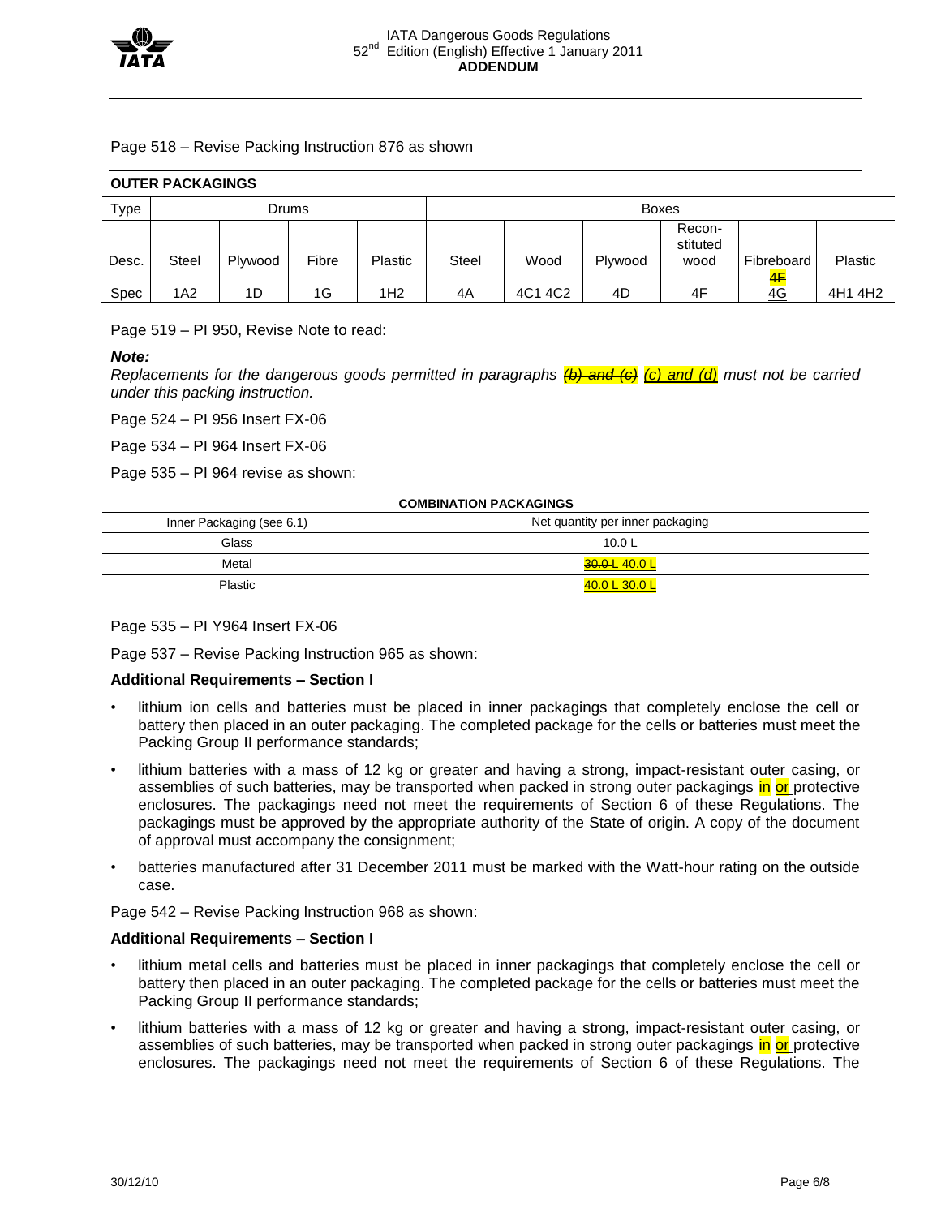Page 518 – Revise Packing Instruction 876 as shown

**OUTER PACKAGINGS**

| Type | Drums | | | | Boxes | | | | | |
|---|---|---|---|---|---|---|---|---|---|---|
| Desc. | Steel | Plywood | Fibre | Plastic | Steel | Wood | Plywood | Recon-stituted wood | Fibreboard | Plastic |
| Spec | 1A2 | 1D | 1G | 1H2 | 4A | 4C1 4C2 | 4D | 4F | ~~4F~~ <u>4G</u> | 4H1 4H2 |

Page 519 – PI 950, Revise Note to read:

***Note:***

*Replacements for the dangerous goods permitted in paragraphs ~~(b) and (c)~~ <u>(c) and (d)</u> must not be carried under this packing instruction.*

Page 524 – PI 956 Insert FX-06

Page 534 – PI 964 Insert FX-06

Page 535 – PI 964 revise as shown:

| COMBINATION PACKAGINGS | |
|---|---|
| Inner Packaging (see 6.1) | Net quantity per inner packaging |
| Glass | 10.0 L |
| Metal | ~~30.0 L~~ <u>40.0 L</u> |
| Plastic | ~~40.0 L~~ <u>30.0 L</u> |

Page 535 – PI Y964 Insert FX-06

Page 537 – Revise Packing Instruction 965 as shown:

**Additional Requirements – Section I**

- lithium ion cells and batteries must be placed in inner packagings that completely enclose the cell or battery then placed in an outer packaging. The completed package for the cells or batteries must meet the Packing Group II performance standards;
- lithium batteries with a mass of 12 kg or greater and having a strong, impact-resistant outer casing, or assemblies of such batteries, may be transported when packed in strong outer packagings ~~in~~ <u>or</u> protective enclosures. The packagings need not meet the requirements of Section 6 of these Regulations. The packagings must be approved by the appropriate authority of the State of origin. A copy of the document of approval must accompany the consignment;
- batteries manufactured after 31 December 2011 must be marked with the Watt-hour rating on the outside case.

Page 542 – Revise Packing Instruction 968 as shown:

**Additional Requirements – Section I**

- lithium metal cells and batteries must be placed in inner packagings that completely enclose the cell or battery then placed in an outer packaging. The completed package for the cells or batteries must meet the Packing Group II performance standards;
- lithium batteries with a mass of 12 kg or greater and having a strong, impact-resistant outer casing, or assemblies of such batteries, may be transported when packed in strong outer packagings ~~in~~ <u>or</u> protective enclosures. The packagings need not meet the requirements of Section 6 of these Regulations. The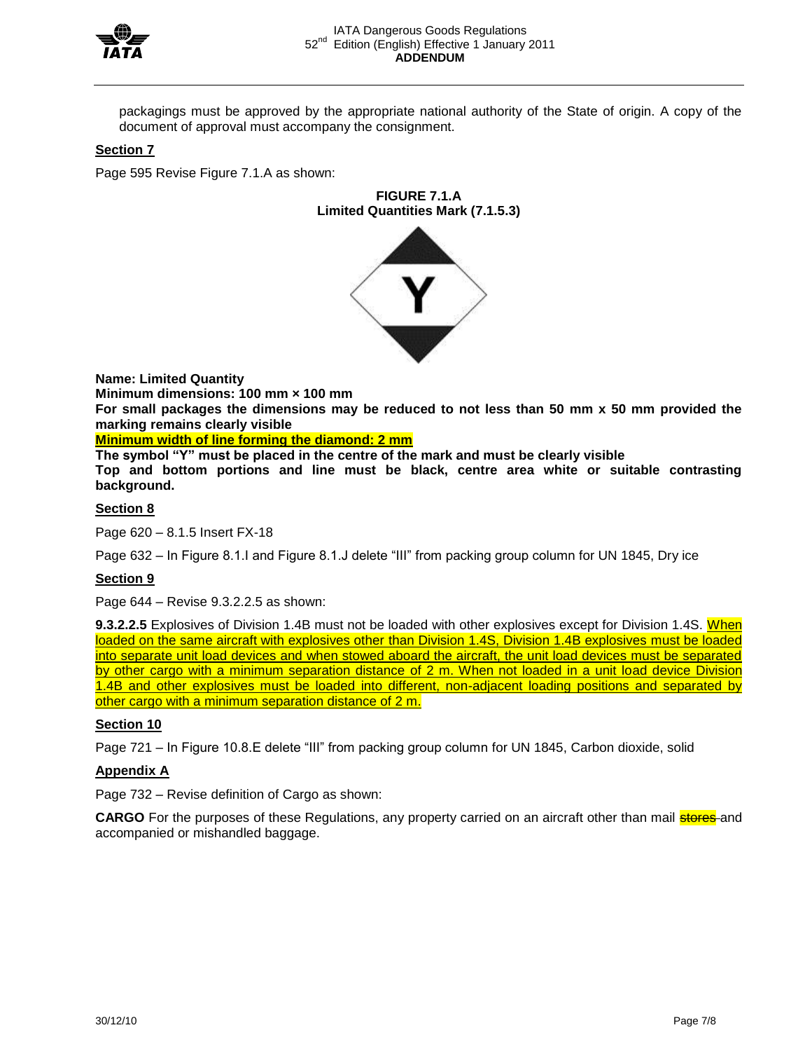packagings must be approved by the appropriate national authority of the State of origin. A copy of the document of approval must accompany the consignment.

**Section 7**

Page 595 Revise Figure 7.1.A as shown:

**FIGURE 7.1.A**
**Limited Quantities Mark (7.1.5.3)**

**Name: Limited Quantity**
**Minimum dimensions: 100 mm × 100 mm**
**For small packages the dimensions may be reduced to not less than 50 mm x 50 mm provided the marking remains clearly visible**
**Minimum width of line forming the diamond: 2 mm**
**The symbol "Y" must be placed in the centre of the mark and must be clearly visible**
**Top and bottom portions and line must be black, centre area white or suitable contrasting background.**

**Section 8**

Page 620 – 8.1.5 Insert FX-18

Page 632 – In Figure 8.1.I and Figure 8.1.J delete "III" from packing group column for UN 1845, Dry ice

**Section 9**

Page 644 – Revise 9.3.2.2.5 as shown:

**9.3.2.2.5** Explosives of Division 1.4B must not be loaded with other explosives except for Division 1.4S. When loaded on the same aircraft with explosives other than Division 1.4S, Division 1.4B explosives must be loaded into separate unit load devices and when stowed aboard the aircraft, the unit load devices must be separated by other cargo with a minimum separation distance of 2 m. When not loaded in a unit load device Division 1.4B and other explosives must be loaded into different, non-adjacent loading positions and separated by other cargo with a minimum separation distance of 2 m.

**Section 10**

Page 721 – In Figure 10.8.E delete "III" from packing group column for UN 1845, Carbon dioxide, solid

**Appendix A**

Page 732 – Revise definition of Cargo as shown:

**CARGO** For the purposes of these Regulations, any property carried on an aircraft other than mail ~~stores~~ and accompanied or mishandled baggage.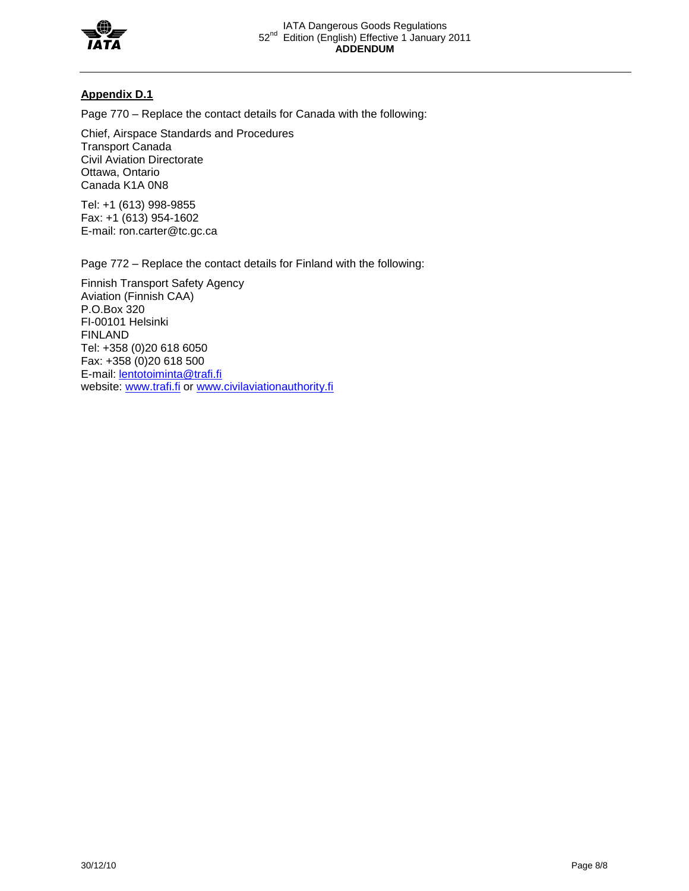**Appendix D.1**

Page 770 – Replace the contact details for Canada with the following:

Chief, Airspace Standards and Procedures
Transport Canada
Civil Aviation Directorate
Ottawa, Ontario
Canada K1A 0N8

Tel: +1 (613) 998-9855
Fax: +1 (613) 954-1602
E-mail: ron.carter@tc.gc.ca

Page 772 – Replace the contact details for Finland with the following:

Finnish Transport Safety Agency
Aviation (Finnish CAA)
P.O.Box 320
FI-00101 Helsinki
FINLAND
Tel: +358 (0)20 618 6050
Fax: +358 (0)20 618 500
E-mail: lentotoiminta@trafi.fi
website: www.trafi.fi or www.civilaviationauthority.fi